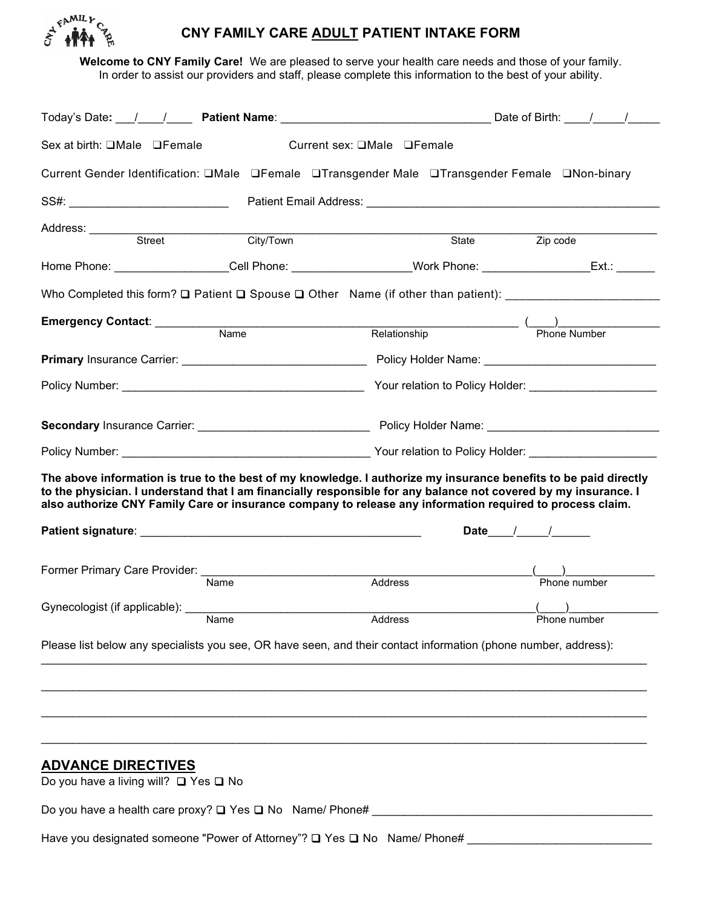# CNY FAMILY CARE ADULT PATIENT INTAKE FORM

**Welcome to CNY Family Care!** We are pleased to serve your health care needs and those of your family. In order to assist our providers and staff, please complete this information to the best of your ability.

Today's Date: ___/____/____ **Patient Name**: ________________________________ Date of Birth: ____/_____/_____

Sex at birth: ❑Male ❑Female Current sex: ❑Male ❑Female

Current Gender Identification: ❑Male ❑Female ❑Transgender Male ❑Transgender Female ❑Non-binary

SS#: ________________________ Patient Email Address: ____________________________________________

Address: ________________________________________________________________________________
Street City/Town State Zip code

Home Phone: _________________Cell Phone: __________________Work Phone: ________________Ext.: ______

Who Completed this form? ❑ Patient ❑ Spouse ❑ Other Name (if other than patient): _______________________

**Emergency Contact**: _______________________________________________________ (____)_______________
Name Relationship Phone Number

**Primary** Insurance Carrier: ____________________________ Policy Holder Name: __________________________

Policy Number: _____________________________________ Your relation to Policy Holder: ___________________

**Secondary** Insurance Carrier: __________________________ Policy Holder Name: __________________________

Policy Number: ______________________________________ Your relation to Policy Holder: ___________________

**The above information is true to the best of my knowledge. I authorize my insurance benefits to be paid directly to the physician. I understand that I am financially responsible for any balance not covered by my insurance. I also authorize CNY Family Care or insurance company to release any information required to process claim.**

**Patient signature**: ___________________________________________ **Date**____/_____/______

Former Primary Care Provider: ____________________________________________________(____)______________
Name Address Phone number

Gynecologist (if applicable): ______________________________________________________(____)______________
Name Address Phone number

Please list below any specialists you see, OR have seen, and their contact information (phone number, address):

_____________________________________________________________________________________________

_____________________________________________________________________________________________

_____________________________________________________________________________________________

_____________________________________________________________________________________________

## ADVANCE DIRECTIVES

Do you have a living will? ❑ Yes ❑ No

Do you have a health care proxy? ❑ Yes ❑ No Name/ Phone# ___________________________________________

Have you designated someone "Power of Attorney"? ❑ Yes ❑ No Name/ Phone# ____________________________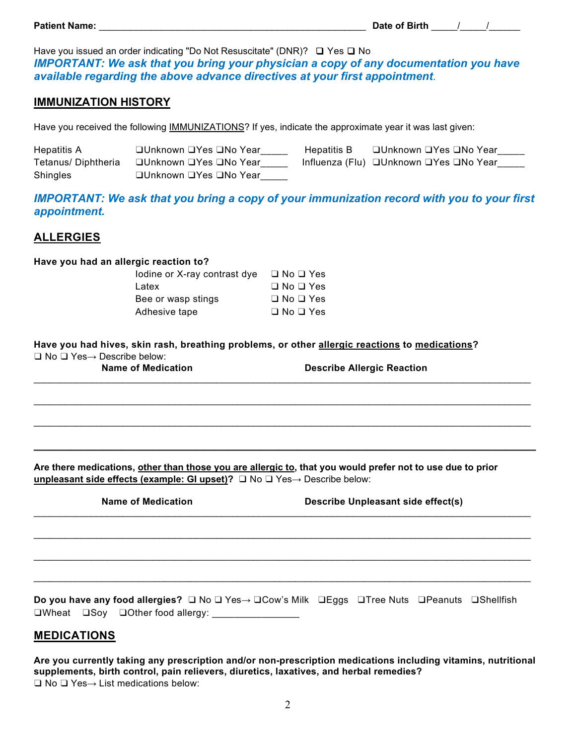**Patient Name:** ______________________________________________ **Date of Birth** _____/_____/______

Have you issued an order indicating "Do Not Resuscitate" (DNR)? ❑ Yes ❑ No

***IMPORTANT: We ask that you bring your physician a copy of any documentation you have available regarding the above advance directives at your first appointment***.

## IMMUNIZATION HISTORY

Have you received the following IMMUNIZATIONS? If yes, indicate the approximate year it was last given:

| | | | |
|---|---|---|---|
| Hepatitis A | ❑Unknown ❑Yes ❑No Year_____ | Hepatitis B | ❑Unknown ❑Yes ❑No Year_____ |
| Tetanus/ Diphtheria | ❑Unknown ❑Yes ❑No Year_____ | Influenza (Flu) | ❑Unknown ❑Yes ❑No Year_____ |
| Shingles | ❑Unknown ❑Yes ❑No Year_____ | | |

***IMPORTANT: We ask that you bring a copy of your immunization record with you to your first appointment.***

## ALLERGIES

**Have you had an allergic reaction to?**

| | |
|---|---|
| Iodine or X-ray contrast dye | ❑ No ❑ Yes |
| Latex | ❑ No ❑ Yes |
| Bee or wasp stings | ❑ No ❑ Yes |
| Adhesive tape | ❑ No ❑ Yes |

**Have you had hives, skin rash, breathing problems, or other allergic reactions to medications?**
❑ No ❑ Yes→ Describe below:

| Name of Medication | Describe Allergic Reaction |
|---|---|
| | |
| | |
| | |
| | |

**Are there medications, other than those you are allergic to, that you would prefer not to use due to prior unpleasant side effects (example: GI upset)?** ❑ No ❑ Yes→ Describe below:

| Name of Medication | Describe Unpleasant side effect(s) |
|---|---|
| | |
| | |
| | |
| | |

**Do you have any food allergies?** ❑ No ❑ Yes→ ❑Cow's Milk ❑Eggs ❑Tree Nuts ❑Peanuts ❑Shellfish ❑Wheat ❑Soy ❑Other food allergy: ________________

## MEDICATIONS

**Are you currently taking any prescription and/or non-prescription medications including vitamins, nutritional supplements, birth control, pain relievers, diuretics, laxatives, and herbal remedies?**
❑ No ❑ Yes→ List medications below: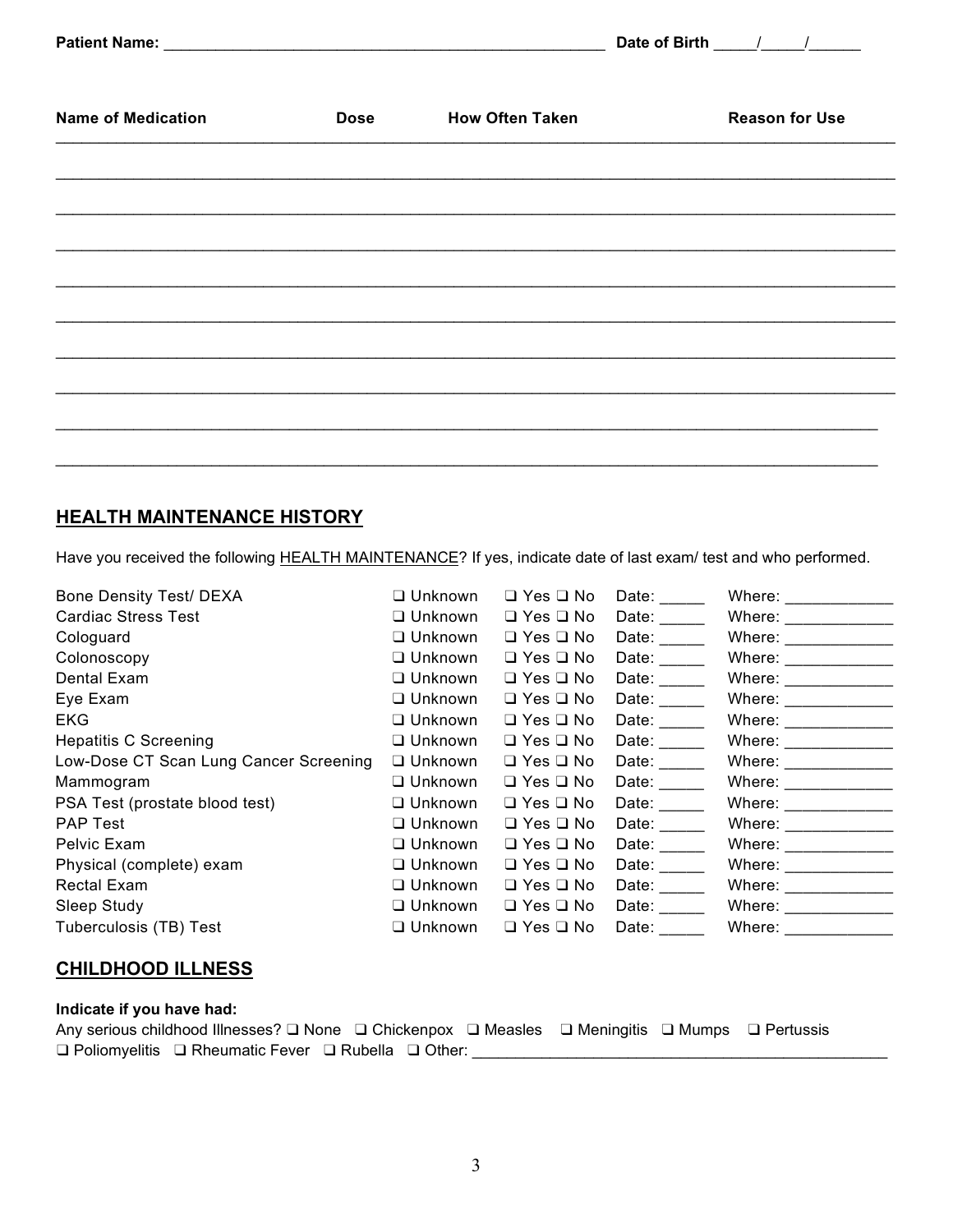**Patient Name:** ____________________________________________________ **Date of Birth** _____/_____/______

| Name of Medication | Dose | How Often Taken | Reason for Use |
|---|---|---|---|
| | | | |
| | | | |
| | | | |
| | | | |
| | | | |
| | | | |
| | | | |
| | | | |
| | | | |
| | | | |

## HEALTH MAINTENANCE HISTORY

Have you received the following HEALTH MAINTENANCE? If yes, indicate date of last exam/ test and who performed.

| | | | | |
|---|---|---|---|---|
| Bone Density Test/ DEXA | ❑ Unknown | ❑ Yes ❑ No | Date: _____ | Where: ____________ |
| Cardiac Stress Test | ❑ Unknown | ❑ Yes ❑ No | Date: _____ | Where: ____________ |
| Cologuard | ❑ Unknown | ❑ Yes ❑ No | Date: _____ | Where: ____________ |
| Colonoscopy | ❑ Unknown | ❑ Yes ❑ No | Date: _____ | Where: ____________ |
| Dental Exam | ❑ Unknown | ❑ Yes ❑ No | Date: _____ | Where: ____________ |
| Eye Exam | ❑ Unknown | ❑ Yes ❑ No | Date: _____ | Where: ____________ |
| EKG | ❑ Unknown | ❑ Yes ❑ No | Date: _____ | Where: ____________ |
| Hepatitis C Screening | ❑ Unknown | ❑ Yes ❑ No | Date: _____ | Where: ____________ |
| Low-Dose CT Scan Lung Cancer Screening | ❑ Unknown | ❑ Yes ❑ No | Date: _____ | Where: ____________ |
| Mammogram | ❑ Unknown | ❑ Yes ❑ No | Date: _____ | Where: ____________ |
| PSA Test (prostate blood test) | ❑ Unknown | ❑ Yes ❑ No | Date: _____ | Where: ____________ |
| PAP Test | ❑ Unknown | ❑ Yes ❑ No | Date: _____ | Where: ____________ |
| Pelvic Exam | ❑ Unknown | ❑ Yes ❑ No | Date: _____ | Where: ____________ |
| Physical (complete) exam | ❑ Unknown | ❑ Yes ❑ No | Date: _____ | Where: ____________ |
| Rectal Exam | ❑ Unknown | ❑ Yes ❑ No | Date: _____ | Where: ____________ |
| Sleep Study | ❑ Unknown | ❑ Yes ❑ No | Date: _____ | Where: ____________ |
| Tuberculosis (TB) Test | ❑ Unknown | ❑ Yes ❑ No | Date: _____ | Where: ____________ |

## CHILDHOOD ILLNESS

**Indicate if you have had:**

Any serious childhood Illnesses? ❑ None ❑ Chickenpox ❑ Measles ❑ Meningitis ❑ Mumps ❑ Pertussis ❑ Poliomyelitis ❑ Rheumatic Fever ❑ Rubella ❑ Other: ________________________________________________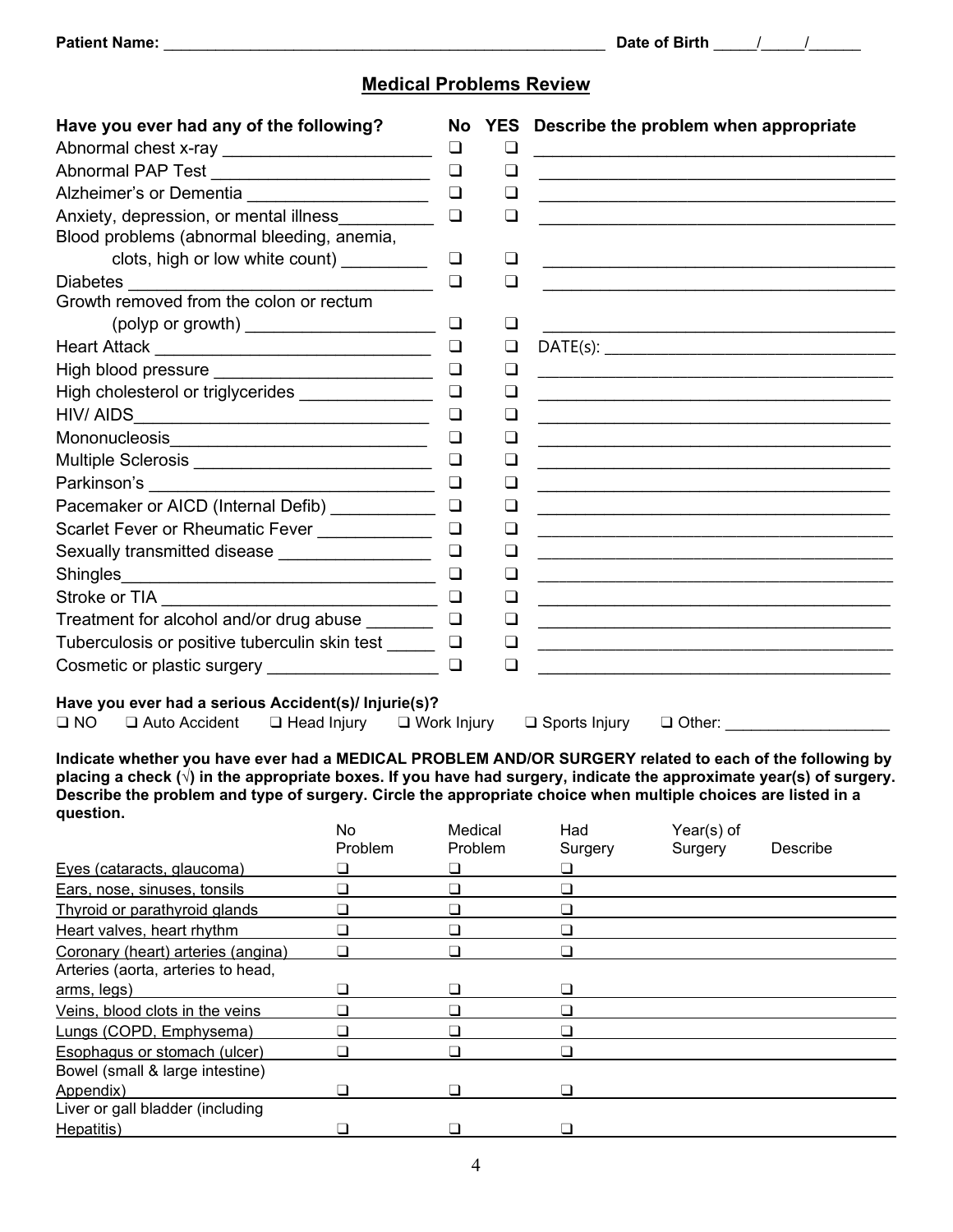Patient Name: ____________________________________________________ Date of Birth _____/_____/______

## Medical Problems Review

| Have you ever had any of the following? | No | YES | Describe the problem when appropriate |
|---|---|---|---|
| Abnormal chest x-ray | ❑ | ❑ | |
| Abnormal PAP Test | ❑ | ❑ | |
| Alzheimer's or Dementia | ❑ | ❑ | |
| Anxiety, depression, or mental illness | ❑ | ❑ | |
| Blood problems (abnormal bleeding, anemia, clots, high or low white count) | ❑ | ❑ | |
| Diabetes | ❑ | ❑ | |
| Growth removed from the colon or rectum (polyp or growth) | ❑ | ❑ | |
| Heart Attack | ❑ | ❑ | DATE(s): |
| High blood pressure | ❑ | ❑ | |
| High cholesterol or triglycerides | ❑ | ❑ | |
| HIV/ AIDS | ❑ | ❑ | |
| Mononucleosis | ❑ | ❑ | |
| Multiple Sclerosis | ❑ | ❑ | |
| Parkinson's | ❑ | ❑ | |
| Pacemaker or AICD (Internal Defib) | ❑ | ❑ | |
| Scarlet Fever or Rheumatic Fever | ❑ | ❑ | |
| Sexually transmitted disease | ❑ | ❑ | |
| Shingles | ❑ | ❑ | |
| Stroke or TIA | ❑ | ❑ | |
| Treatment for alcohol and/or drug abuse | ❑ | ❑ | |
| Tuberculosis or positive tuberculin skin test | ❑ | ❑ | |
| Cosmetic or plastic surgery | ❑ | ❑ | |

**Have you ever had a serious Accident(s)/ Injurie(s)?**

❑ NO ❑ Auto Accident ❑ Head Injury ❑ Work Injury ❑ Sports Injury ❑ Other: ___________________

**Indicate whether you have ever had a MEDICAL PROBLEM AND/OR SURGERY related to each of the following by placing a check (√) in the appropriate boxes. If you have had surgery, indicate the approximate year(s) of surgery. Describe the problem and type of surgery. Circle the appropriate choice when multiple choices are listed in a question.**

| | No Problem | Medical Problem | Had Surgery | Year(s) of Surgery | Describe |
|---|---|---|---|---|---|
| Eyes (cataracts, glaucoma) | ❑ | ❑ | ❑ | | |
| Ears, nose, sinuses, tonsils | ❑ | ❑ | ❑ | | |
| Thyroid or parathyroid glands | ❑ | ❑ | ❑ | | |
| Heart valves, heart rhythm | ❑ | ❑ | ❑ | | |
| Coronary (heart) arteries (angina) | ❑ | ❑ | ❑ | | |
| Arteries (aorta, arteries to head, arms, legs) | ❑ | ❑ | ❑ | | |
| Veins, blood clots in the veins | ❑ | ❑ | ❑ | | |
| Lungs (COPD, Emphysema) | ❑ | ❑ | ❑ | | |
| Esophagus or stomach (ulcer) | ❑ | ❑ | ❑ | | |
| Bowel (small & large intestine) Appendix) | ❑ | ❑ | ❑ | | |
| Liver or gall bladder (including Hepatitis) | ❑ | ❑ | ❑ | | |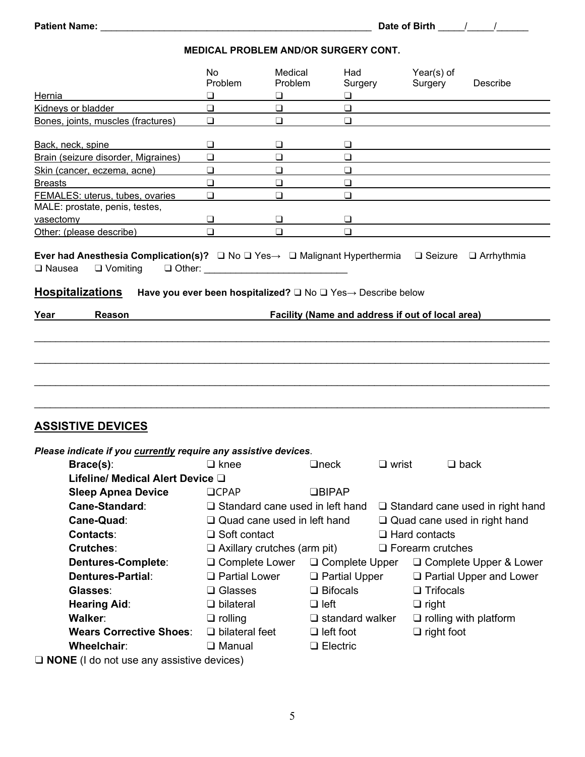**Patient Name:** ______________________________________________________ **Date of Birth** _____/_____/______

**MEDICAL PROBLEM AND/OR SURGERY CONT.**

| | No Problem | Medical Problem | Had Surgery | Year(s) of Surgery | Describe |
|---|---|---|---|---|---|
| Hernia | ❑ | ❑ | ❑ | | |
| Kidneys or bladder | ❑ | ❑ | ❑ | | |
| Bones, joints, muscles (fractures) | ❑ | ❑ | ❑ | | |
| Back, neck, spine | ❑ | ❑ | ❑ | | |
| Brain (seizure disorder, Migraines) | ❑ | ❑ | ❑ | | |
| Skin (cancer, eczema, acne) | ❑ | ❑ | ❑ | | |
| Breasts | ❑ | ❑ | ❑ | | |
| FEMALES: uterus, tubes, ovaries | ❑ | ❑ | ❑ | | |
| MALE: prostate, penis, testes, vasectomy | ❑ | ❑ | ❑ | | |
| Other: (please describe) | ❑ | ❑ | ❑ | | |

**Ever had Anesthesia Complication(s)?** ❑ No ❑ Yes→ ❑ Malignant Hyperthermia ❑ Seizure ❑ Arrhythmia ❑ Nausea ❑ Vomiting ❑ Other: ___________________________

## Hospitalizations

**Have you ever been hospitalized?** ❑ No ❑ Yes→ Describe below

| Year | Reason | Facility (Name and address if out of local area) |
|---|---|---|
| | | |
| | | |
| | | |
| | | |

## ASSISTIVE DEVICES

***Please indicate if you currently require any assistive devices.***

| | | | | |
|---|---|---|---|---|
| **Brace(s)**: | ❑ knee | ❑neck | ❑ wrist | ❑ back |
| **Lifeline/ Medical Alert Device** ❑ | | | | |
| **Sleep Apnea Device** | ❑CPAP | ❑BIPAP | | |
| **Cane-Standard**: | ❑ Standard cane used in left hand | | ❑ Standard cane used in right hand | |
| **Cane-Quad**: | ❑ Quad cane used in left hand | | ❑ Quad cane used in right hand | |
| **Contacts**: | ❑ Soft contact | | ❑ Hard contacts | |
| **Crutches**: | ❑ Axillary crutches (arm pit) | | ❑ Forearm crutches | |
| **Dentures-Complete**: | ❑ Complete Lower | ❑ Complete Upper | ❑ Complete Upper & Lower | |
| **Dentures-Partial**: | ❑ Partial Lower | ❑ Partial Upper | ❑ Partial Upper and Lower | |
| **Glasses**: | ❑ Glasses | ❑ Bifocals | ❑ Trifocals | |
| **Hearing Aid**: | ❑ bilateral | ❑ left | ❑ right | |
| **Walker**: | ❑ rolling | ❑ standard walker | ❑ rolling with platform | |
| **Wears Corrective Shoes**: | ❑ bilateral feet | ❑ left foot | ❑ right foot | |
| **Wheelchair**: | ❑ Manual | ❑ Electric | | |

❑ **NONE** (I do not use any assistive devices)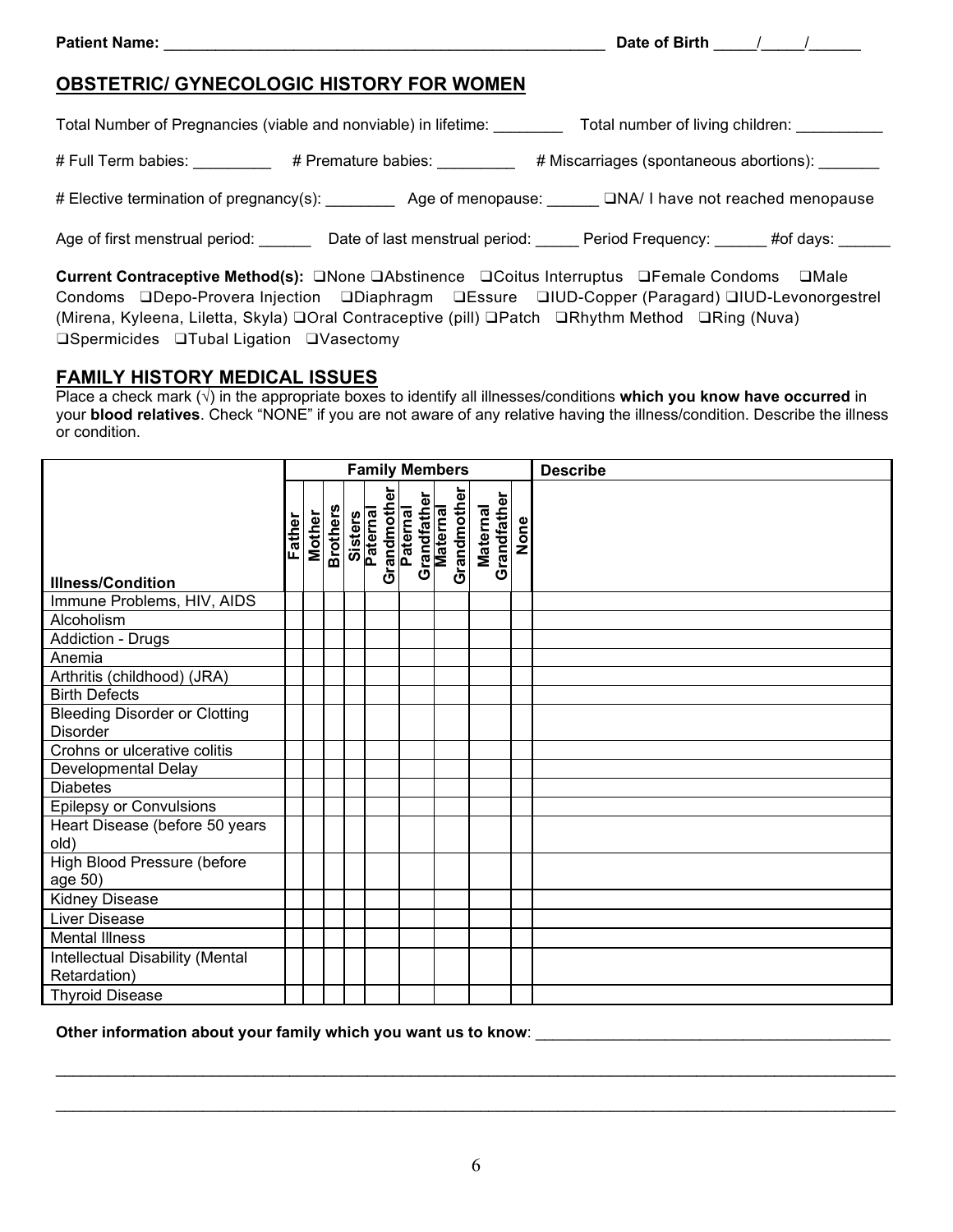Patient Name: ______________________________________________________ Date of Birth _____/_____/______

## OBSTETRIC/ GYNECOLOGIC HISTORY FOR WOMEN

Total Number of Pregnancies (viable and nonviable) in lifetime: ________ Total number of living children: __________

# Full Term babies: _________ # Premature babies: _________ # Miscarriages (spontaneous abortions): _______

# Elective termination of pregnancy(s): ________ Age of menopause: ______ ❑NA/ I have not reached menopause

Age of first menstrual period: ______ Date of last menstrual period: _____ Period Frequency: ______ #of days: ______

**Current Contraceptive Method(s):** ❑None ❑Abstinence ❑Coitus Interruptus ❑Female Condoms ❑Male Condoms ❑Depo-Provera Injection ❑Diaphragm ❑Essure ❑IUD-Copper (Paragard) ❑IUD-Levonorgestrel (Mirena, Kyleena, Liletta, Skyla) ❑Oral Contraceptive (pill) ❑Patch ❑Rhythm Method ❑Ring (Nuva) ❑Spermicides ❑Tubal Ligation ❑Vasectomy

## FAMILY HISTORY MEDICAL ISSUES

Place a check mark (√) in the appropriate boxes to identify all illnesses/conditions **which you know have occurred** in your **blood relatives**. Check "NONE" if you are not aware of any relative having the illness/condition. Describe the illness or condition.

| | Family Members | | | | | | | | | Describe |
|---|---|---|---|---|---|---|---|---|---|---|
| **Illness/Condition** | **Father** | **Mother** | **Brothers** | **Sisters** | **Paternal Grandmother** | **Paternal Grandfather** | **Maternal Grandmother** | **Maternal Grandfather** | **None** | |
| Immune Problems, HIV, AIDS | | | | | | | | | | |
| Alcoholism | | | | | | | | | | |
| Addiction - Drugs | | | | | | | | | | |
| Anemia | | | | | | | | | | |
| Arthritis (childhood) (JRA) | | | | | | | | | | |
| Birth Defects | | | | | | | | | | |
| Bleeding Disorder or Clotting Disorder | | | | | | | | | | |
| Crohns or ulcerative colitis | | | | | | | | | | |
| Developmental Delay | | | | | | | | | | |
| Diabetes | | | | | | | | | | |
| Epilepsy or Convulsions | | | | | | | | | | |
| Heart Disease (before 50 years old) | | | | | | | | | | |
| High Blood Pressure (before age 50) | | | | | | | | | | |
| Kidney Disease | | | | | | | | | | |
| Liver Disease | | | | | | | | | | |
| Mental Illness | | | | | | | | | | |
| Intellectual Disability (Mental Retardation) | | | | | | | | | | |
| Thyroid Disease | | | | | | | | | | |

**Other information about your family which you want us to know**: ____________________________________________

_____________________________________________________________________________________________

_____________________________________________________________________________________________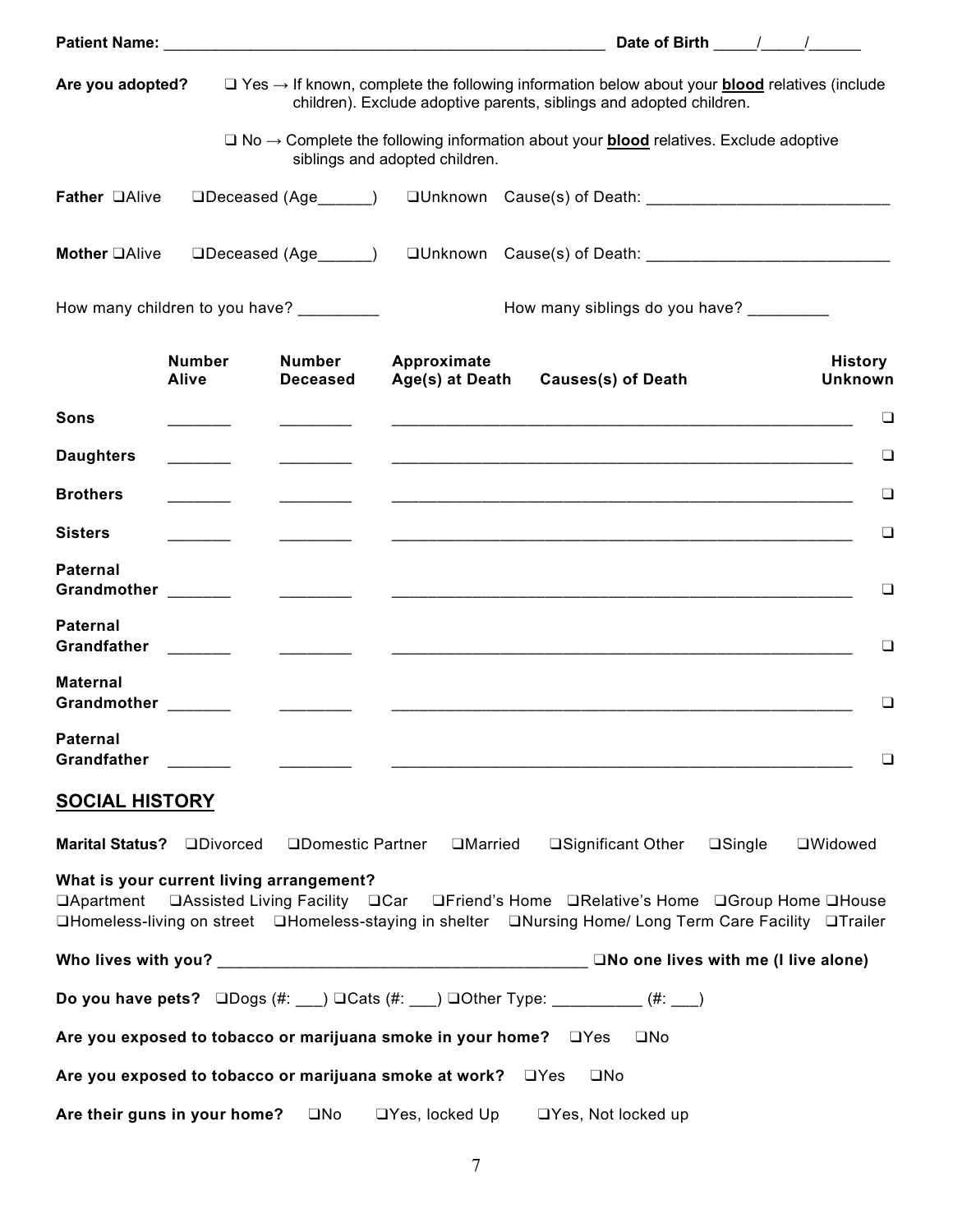**Patient Name:** ______________________________________________ **Date of Birth** _____/_____/______

**Are you adopted?** ❑ Yes → If known, complete the following information below about your **blood** relatives (include children). Exclude adoptive parents, siblings and adopted children.

❑ No → Complete the following information about your **blood** relatives. Exclude adoptive siblings and adopted children.

**Father** ❑Alive ❑Deceased (Age______) ❑Unknown Cause(s) of Death: ___________________________

**Mother** ❑Alive ❑Deceased (Age______) ❑Unknown Cause(s) of Death: ___________________________

How many children to you have? _________ How many siblings do you have? _________

| | Number Alive | Number Deceased | Approximate Age(s) at Death | Causes(s) of Death | History Unknown |
|---|---|---|---|---|---|
| **Sons** | _______ | ________ | ______________ | ______________________________ | ❑ |
| **Daughters** | _______ | ________ | ______________ | ______________________________ | ❑ |
| **Brothers** | _______ | ________ | ______________ | ______________________________ | ❑ |
| **Sisters** | _______ | ________ | ______________ | ______________________________ | ❑ |
| **Paternal Grandmother** | _______ | ________ | ______________ | ______________________________ | ❑ |
| **Paternal Grandfather** | _______ | ________ | ______________ | ______________________________ | ❑ |
| **Maternal Grandmother** | _______ | ________ | ______________ | ______________________________ | ❑ |
| **Paternal Grandfather** | _______ | ________ | ______________ | ______________________________ | ❑ |

## SOCIAL HISTORY

**Marital Status?** ❑Divorced ❑Domestic Partner ❑Married ❑Significant Other ❑Single ❑Widowed

**What is your current living arrangement?**
❑Apartment ❑Assisted Living Facility ❑Car ❑Friend's Home ❑Relative's Home ❑Group Home ❑House ❑Homeless-living on street ❑Homeless-staying in shelter ❑Nursing Home/ Long Term Care Facility ❑Trailer

**Who lives with you?** _________________________________________ **❑No one lives with me (I live alone)**

**Do you have pets?** ❑Dogs (#: ___) ❑Cats (#: ___) ❑Other Type: __________ (#: ___)

**Are you exposed to tobacco or marijuana smoke in your home?** ❑Yes ❑No

**Are you exposed to tobacco or marijuana smoke at work?** ❑Yes ❑No

**Are their guns in your home?** ❑No ❑Yes, locked Up ❑Yes, Not locked up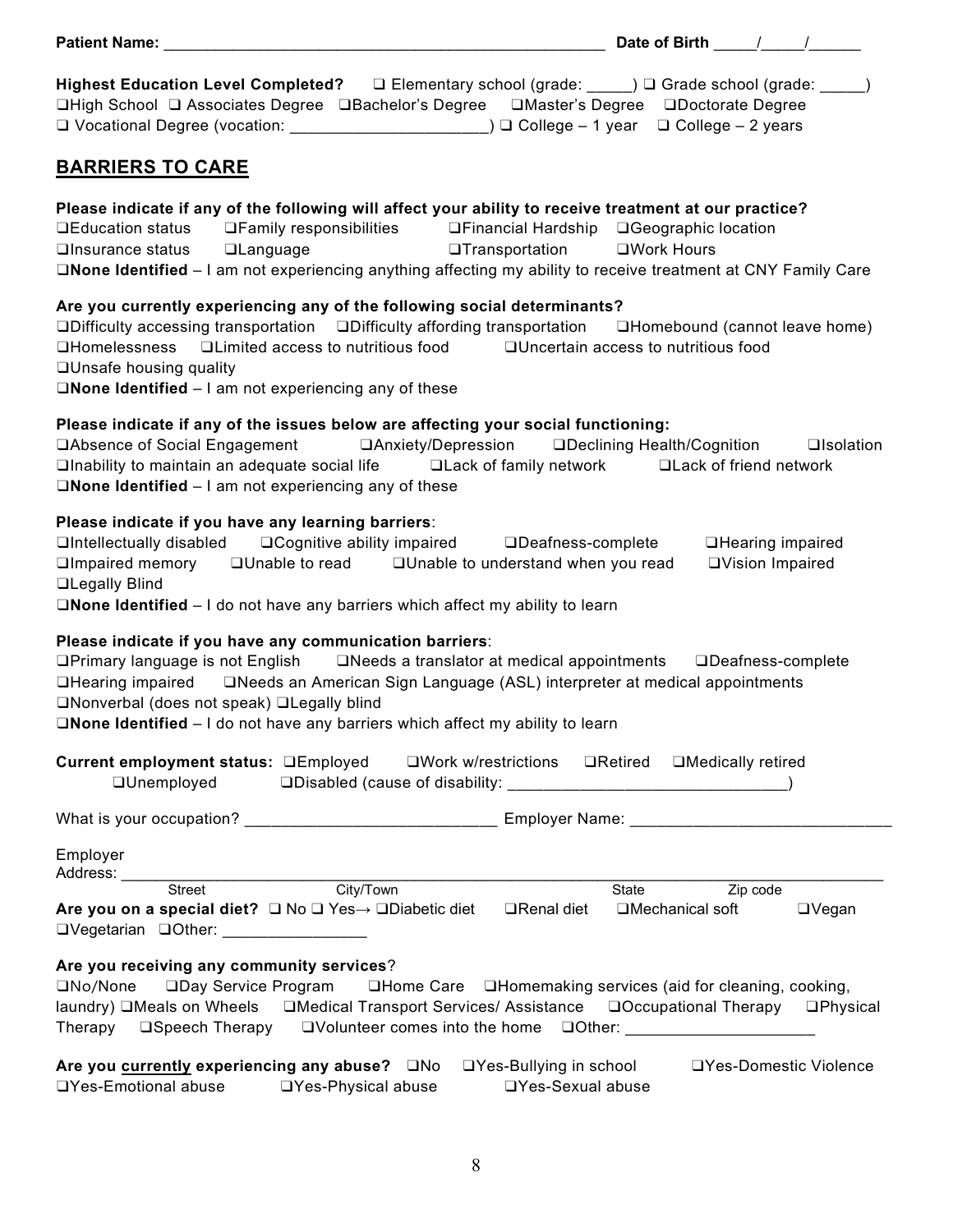**Patient Name:** _____________________________________________________ **Date of Birth** _____/_____/______

**Highest Education Level Completed?** ❑ Elementary school (grade: _____) ❑ Grade school (grade: _____) ❑High School ❑ Associates Degree ❑Bachelor's Degree ❑Master's Degree ❑Doctorate Degree ❑ Vocational Degree (vocation: ______________________) ❑ College – 1 year ❑ College – 2 years

## BARRIERS TO CARE

**Please indicate if any of the following will affect your ability to receive treatment at our practice?**
❑Education status ❑Family responsibilities ❑Financial Hardship ❑Geographic location
❑Insurance status ❑Language ❑Transportation ❑Work Hours
❑**None Identified** – I am not experiencing anything affecting my ability to receive treatment at CNY Family Care

**Are you currently experiencing any of the following social determinants?**
❑Difficulty accessing transportation ❑Difficulty affording transportation ❑Homebound (cannot leave home)
❑Homelessness ❑Limited access to nutritious food ❑Uncertain access to nutritious food
❑Unsafe housing quality
❑**None Identified** – I am not experiencing any of these

**Please indicate if any of the issues below are affecting your social functioning:**
❑Absence of Social Engagement ❑Anxiety/Depression ❑Declining Health/Cognition ❑Isolation
❑Inability to maintain an adequate social life ❑Lack of family network ❑Lack of friend network
❑**None Identified** – I am not experiencing any of these

**Please indicate if you have any learning barriers**:
❑Intellectually disabled ❑Cognitive ability impaired ❑Deafness-complete ❑Hearing impaired
❑Impaired memory ❑Unable to read ❑Unable to understand when you read ❑Vision Impaired
❑Legally Blind
❑**None Identified** – I do not have any barriers which affect my ability to learn

**Please indicate if you have any communication barriers**:
❑Primary language is not English ❑Needs a translator at medical appointments ❑Deafness-complete
❑Hearing impaired ❑Needs an American Sign Language (ASL) interpreter at medical appointments
❑Nonverbal (does not speak) ❑Legally blind
❑**None Identified** – I do not have any barriers which affect my ability to learn

**Current employment status:** ❑Employed ❑Work w/restrictions ❑Retired ❑Medically retired
❑Unemployed ❑Disabled (cause of disability: _______________________________)

What is your occupation? ____________________________ Employer Name: _____________________________

Employer Address: ______________________________________________________________________________
Street City/Town State Zip code

**Are you on a special diet?** ❑ No ❑ Yes→ ❑Diabetic diet ❑Renal diet ❑Mechanical soft ❑Vegan
❑Vegetarian ❑Other: ________________

**Are you receiving any community services**?
❑No/None ❑Day Service Program ❑Home Care ❑Homemaking services (aid for cleaning, cooking, laundry) ❑Meals on Wheels ❑Medical Transport Services/ Assistance ❑Occupational Therapy ❑Physical Therapy ❑Speech Therapy ❑Volunteer comes into the home ❑Other: _____________________

**Are you <u>currently</u> experiencing any abuse?** ❑No ❑Yes-Bullying in school ❑Yes-Domestic Violence
❑Yes-Emotional abuse ❑Yes-Physical abuse ❑Yes-Sexual abuse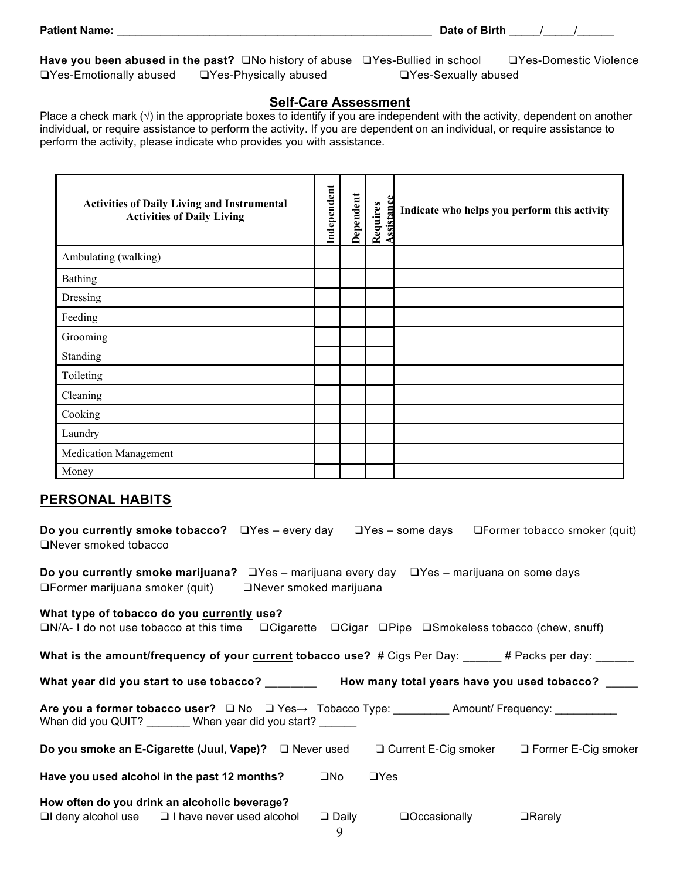**Patient Name:** _______________________________________________ **Date of Birth** _____/_____/______

**Have you been abused in the past?** ❑No history of abuse ❑Yes-Bullied in school ❑Yes-Domestic Violence ❑Yes-Emotionally abused ❑Yes-Physically abused ❑Yes-Sexually abused

## Self-Care Assessment

Place a check mark (√) in the appropriate boxes to identify if you are independent with the activity, dependent on another individual, or require assistance to perform the activity. If you are dependent on an individual, or require assistance to perform the activity, please indicate who provides you with assistance.

| Activities of Daily Living and Instrumental Activities of Daily Living | Independent | Dependent | Requires Assistance | Indicate who helps you perform this activity |
|---|---|---|---|---|
| Ambulating (walking) | | | | |
| Bathing | | | | |
| Dressing | | | | |
| Feeding | | | | |
| Grooming | | | | |
| Standing | | | | |
| Toileting | | | | |
| Cleaning | | | | |
| Cooking | | | | |
| Laundry | | | | |
| Medication Management | | | | |
| Money | | | | |

## PERSONAL HABITS

**Do you currently smoke tobacco?** ❑Yes – every day ❑Yes – some days ❑Former tobacco smoker (quit) ❑Never smoked tobacco

**Do you currently smoke marijuana?** ❑Yes – marijuana every day ❑Yes – marijuana on some days ❑Former marijuana smoker (quit) ❑Never smoked marijuana

**What type of tobacco do you currently use?**
❑N/A- I do not use tobacco at this time ❑Cigarette ❑Cigar ❑Pipe ❑Smokeless tobacco (chew, snuff)

**What is the amount/frequency of your current tobacco use?** # Cigs Per Day: ______ # Packs per day: ______

**What year did you start to use tobacco?** ________ **How many total years have you used tobacco?** _____

**Are you a former tobacco user?** ❑ No ❑ Yes→ Tobacco Type: _________ Amount/ Frequency: __________ When did you QUIT? _______ When year did you start? ______

**Do you smoke an E-Cigarette (Juul, Vape)?** ❑ Never used ❑ Current E-Cig smoker ❑ Former E-Cig smoker

**Have you used alcohol in the past 12 months?** ❑No ❑Yes

**How often do you drink an alcoholic beverage?**
❑I deny alcohol use ❑ I have never used alcohol ❑ Daily ❑Occasionally ❑Rarely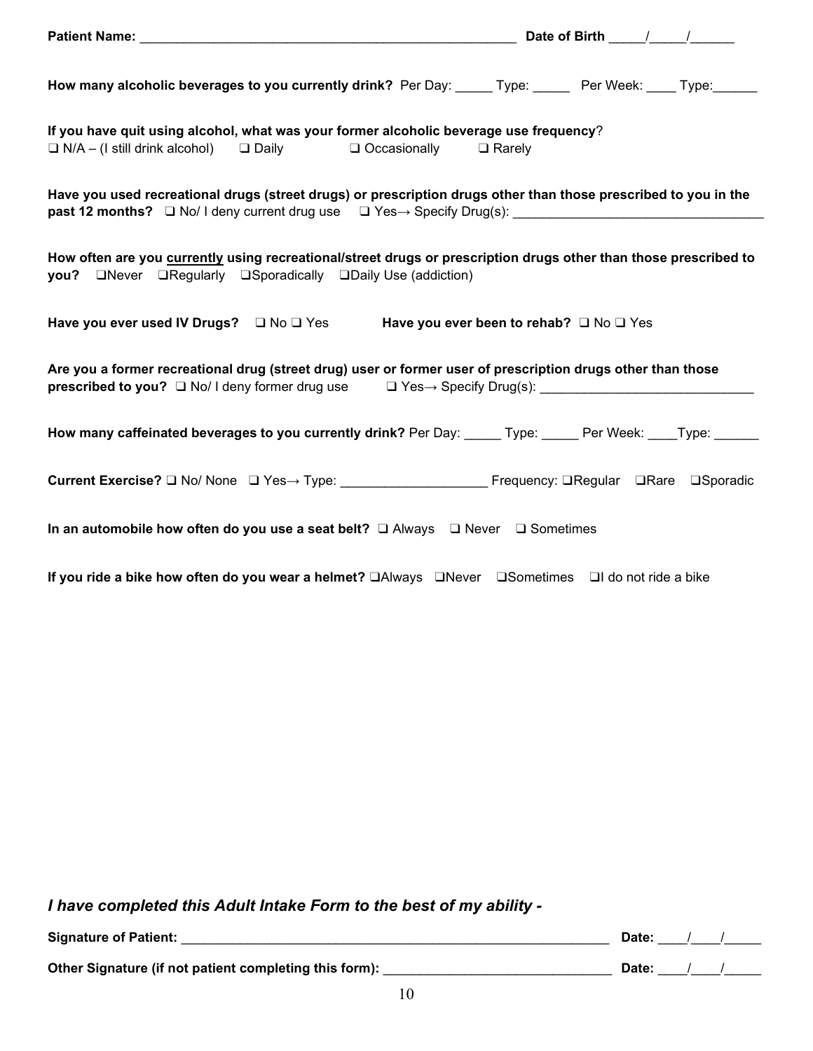**Patient Name:** ___________________________________________________ **Date of Birth** _____/_____/______

**How many alcoholic beverages to you currently drink?** Per Day: _____ Type: _____ Per Week: ____ Type:______

**If you have quit using alcohol, what was your former alcoholic beverage use frequency**?
❑ N/A – (I still drink alcohol) ❑ Daily ❑ Occasionally ❑ Rarely

**Have you used recreational drugs (street drugs) or prescription drugs other than those prescribed to you in the past 12 months?** ❑ No/ I deny current drug use ❑ Yes→ Specify Drug(s): __________________________________

**How often are you <u>currently</u> using recreational/street drugs or prescription drugs other than those prescribed to you?** ❑Never ❑Regularly ❑Sporadically ❑Daily Use (addiction)

**Have you ever used IV Drugs?** ❑ No ❑ Yes **Have you ever been to rehab?** ❑ No ❑ Yes

**Are you a former recreational drug (street drug) user or former user of prescription drugs other than those prescribed to you?** ❑ No/ I deny former drug use ❑ Yes→ Specify Drug(s): _____________________________

**How many caffeinated beverages to you currently drink?** Per Day: _____ Type: _____ Per Week: ____Type: ______

**Current Exercise?** ❑ No/ None ❑ Yes→ Type: ___________________ Frequency: ❑Regular ❑Rare ❑Sporadic

**In an automobile how often do you use a seat belt?** ❑ Always ❑ Never ❑ Sometimes

**If you ride a bike how often do you wear a helmet?** ❑Always ❑Never ❑Sometimes ❑I do not ride a bike

***I have completed this Adult Intake Form to the best of my ability -***

**Signature of Patient:** ____________________________________________________________ **Date:** ____/____/_____

**Other Signature (if not patient completing this form):** _______________________________ **Date:** ____/____/_____